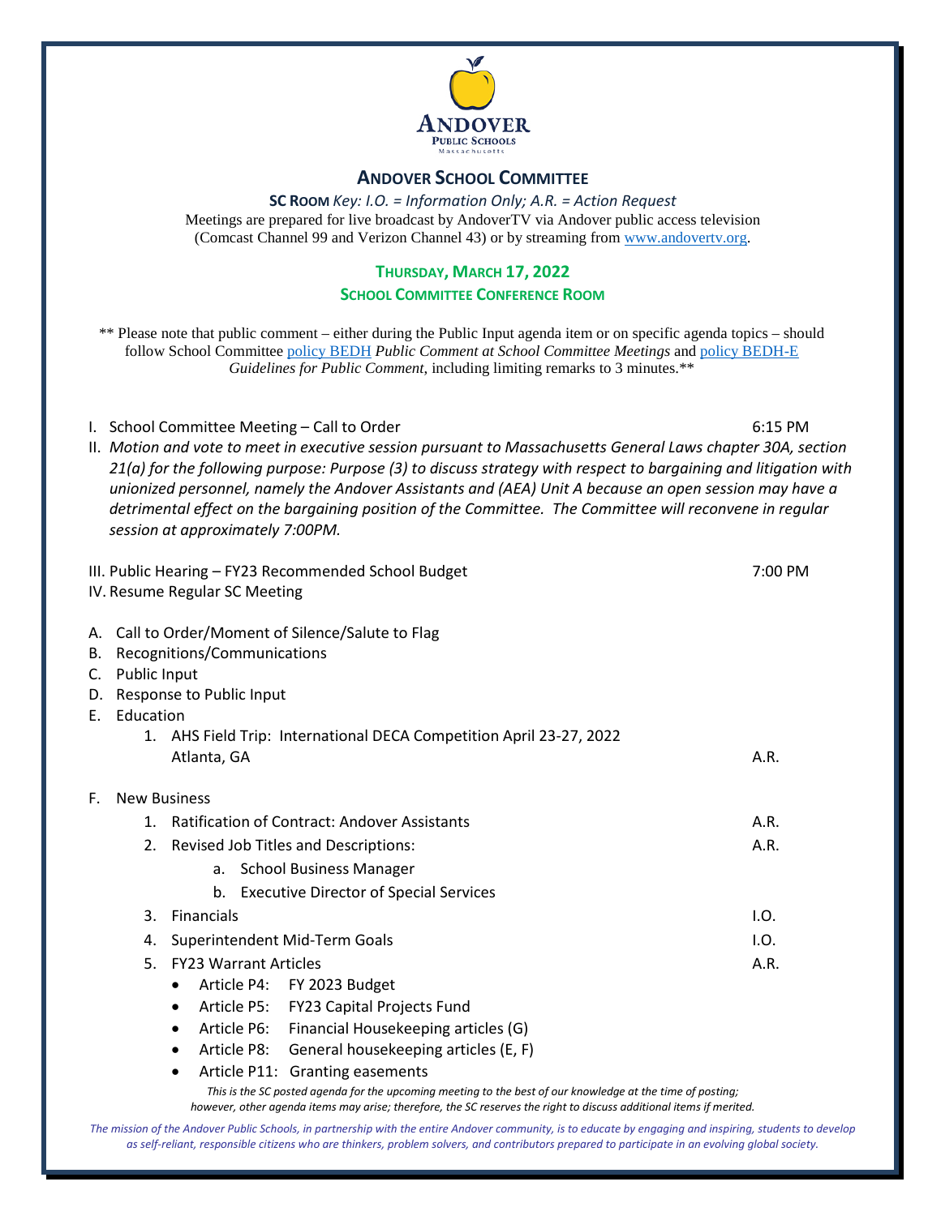# ANDOVER SCHOOL COMMITTEE

**SC ROOM** *Key: I.O. = Information Only; A.R. = Action Request*

Meetings are prepared for live broadcast by AndoverTV via Andover public access television (Comcast Channel 99 and Verizon Channel 43) or by streaming from www.andovertv.org.

## THURSDAY, MARCH 17, 2022

### SCHOOL COMMITTEE CONFERENCE ROOM

** Please note that public comment – either during the Public Input agenda item or on specific agenda topics – should follow School Committee policy BEDH *Public Comment at School Committee Meetings* and policy BEDH-E *Guidelines for Public Comment*, including limiting remarks to 3 minutes.**

I. School Committee Meeting – Call to Order — 6:15 PM

II. *Motion and vote to meet in executive session pursuant to Massachusetts General Laws chapter 30A, section 21(a) for the following purpose: Purpose (3) to discuss strategy with respect to bargaining and litigation with unionized personnel, namely the Andover Assistants and (AEA) Unit A because an open session may have a detrimental effect on the bargaining position of the Committee. The Committee will reconvene in regular session at approximately 7:00PM.*

III. Public Hearing – FY23 Recommended School Budget — 7:00 PM

IV. Resume Regular SC Meeting

A. Call to Order/Moment of Silence/Salute to Flag

B. Recognitions/Communications

C. Public Input

D. Response to Public Input

E. Education
   1. AHS Field Trip: International DECA Competition April 23-27, 2022 Atlanta, GA — A.R.

F. New Business
   1. Ratification of Contract: Andover Assistants — A.R.
   2. Revised Job Titles and Descriptions: — A.R.
      a. School Business Manager
      b. Executive Director of Special Services
   3. Financials — I.O.
   4. Superintendent Mid-Term Goals — I.O.
   5. FY23 Warrant Articles — A.R.
      - Article P4: FY 2023 Budget
      - Article P5: FY23 Capital Projects Fund
      - Article P6: Financial Housekeeping articles (G)
      - Article P8: General housekeeping articles (E, F)
      - Article P11: Granting easements

*This is the SC posted agenda for the upcoming meeting to the best of our knowledge at the time of posting; however, other agenda items may arise; therefore, the SC reserves the right to discuss additional items if merited.*

*The mission of the Andover Public Schools, in partnership with the entire Andover community, is to educate by engaging and inspiring, students to develop as self-reliant, responsible citizens who are thinkers, problem solvers, and contributors prepared to participate in an evolving global society.*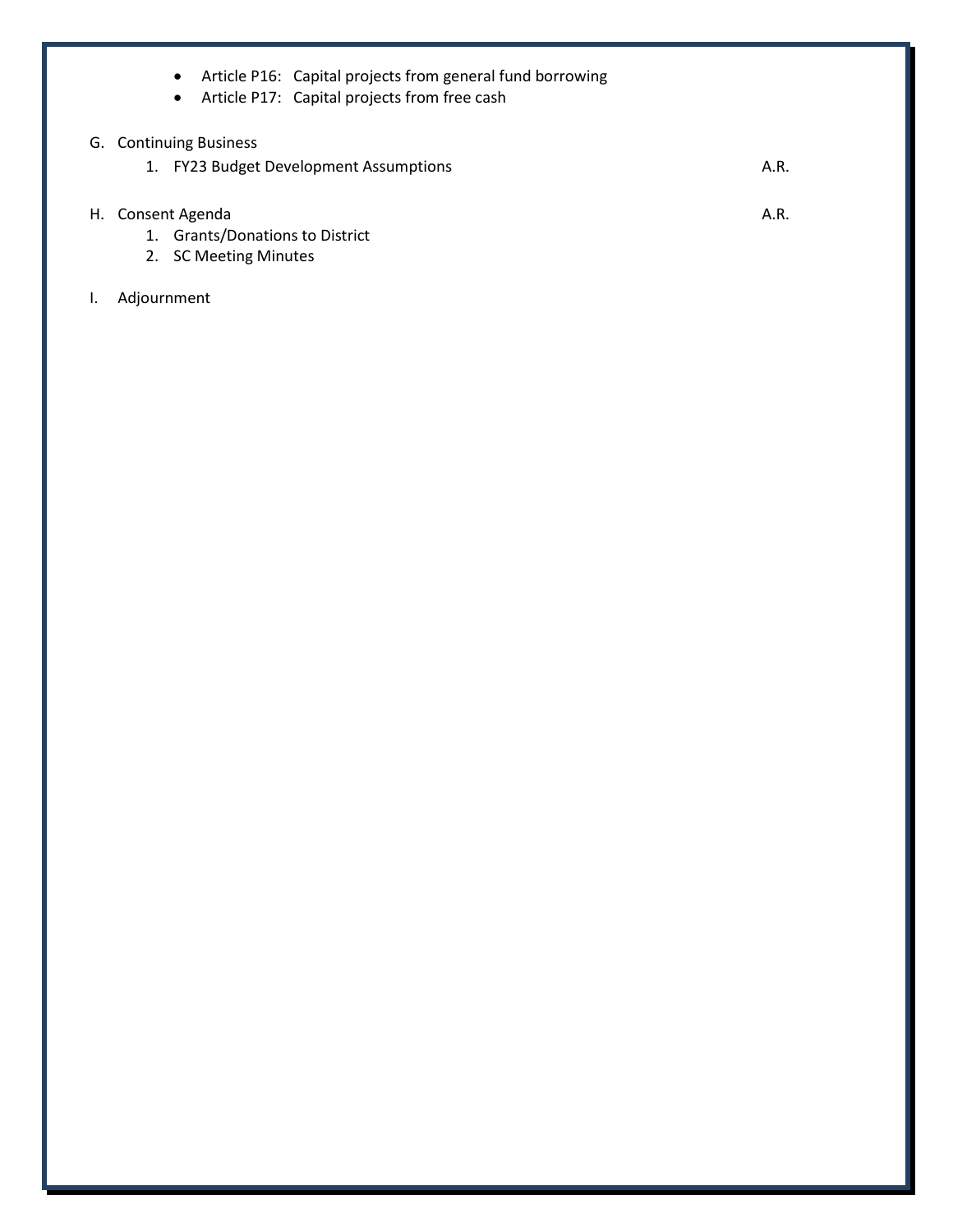- Article P16: Capital projects from general fund borrowing
- Article P17: Capital projects from free cash

G. Continuing Business

1. FY23 Budget Development Assumptions A.R.

H. Consent Agenda A.R.

1. Grants/Donations to District
2. SC Meeting Minutes

I. Adjournment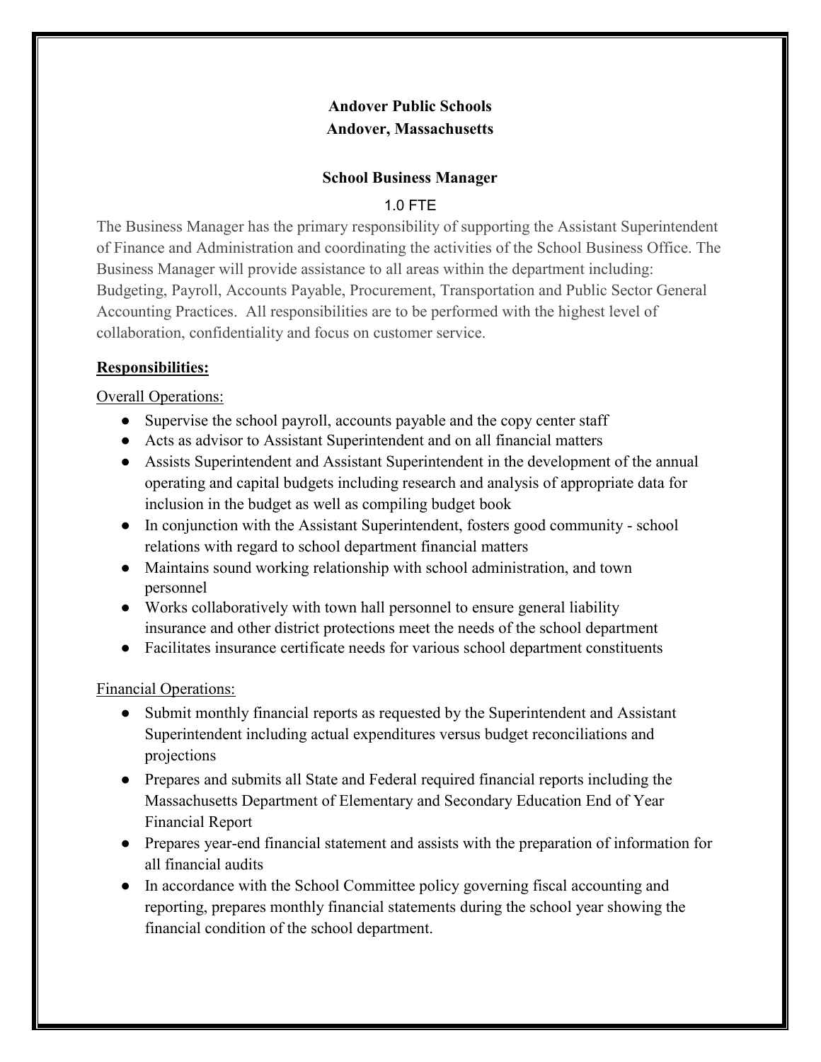**Andover Public Schools**
**Andover, Massachusetts**

## School Business Manager

1.0 FTE

The Business Manager has the primary responsibility of supporting the Assistant Superintendent of Finance and Administration and coordinating the activities of the School Business Office. The Business Manager will provide assistance to all areas within the department including: Budgeting, Payroll, Accounts Payable, Procurement, Transportation and Public Sector General Accounting Practices. All responsibilities are to be performed with the highest level of collaboration, confidentiality and focus on customer service.

**Responsibilities:**

Overall Operations:

- Supervise the school payroll, accounts payable and the copy center staff
- Acts as advisor to Assistant Superintendent and on all financial matters
- Assists Superintendent and Assistant Superintendent in the development of the annual operating and capital budgets including research and analysis of appropriate data for inclusion in the budget as well as compiling budget book
- In conjunction with the Assistant Superintendent, fosters good community - school relations with regard to school department financial matters
- Maintains sound working relationship with school administration, and town personnel
- Works collaboratively with town hall personnel to ensure general liability insurance and other district protections meet the needs of the school department
- Facilitates insurance certificate needs for various school department constituents

Financial Operations:

- Submit monthly financial reports as requested by the Superintendent and Assistant Superintendent including actual expenditures versus budget reconciliations and projections
- Prepares and submits all State and Federal required financial reports including the Massachusetts Department of Elementary and Secondary Education End of Year Financial Report
- Prepares year-end financial statement and assists with the preparation of information for all financial audits
- In accordance with the School Committee policy governing fiscal accounting and reporting, prepares monthly financial statements during the school year showing the financial condition of the school department.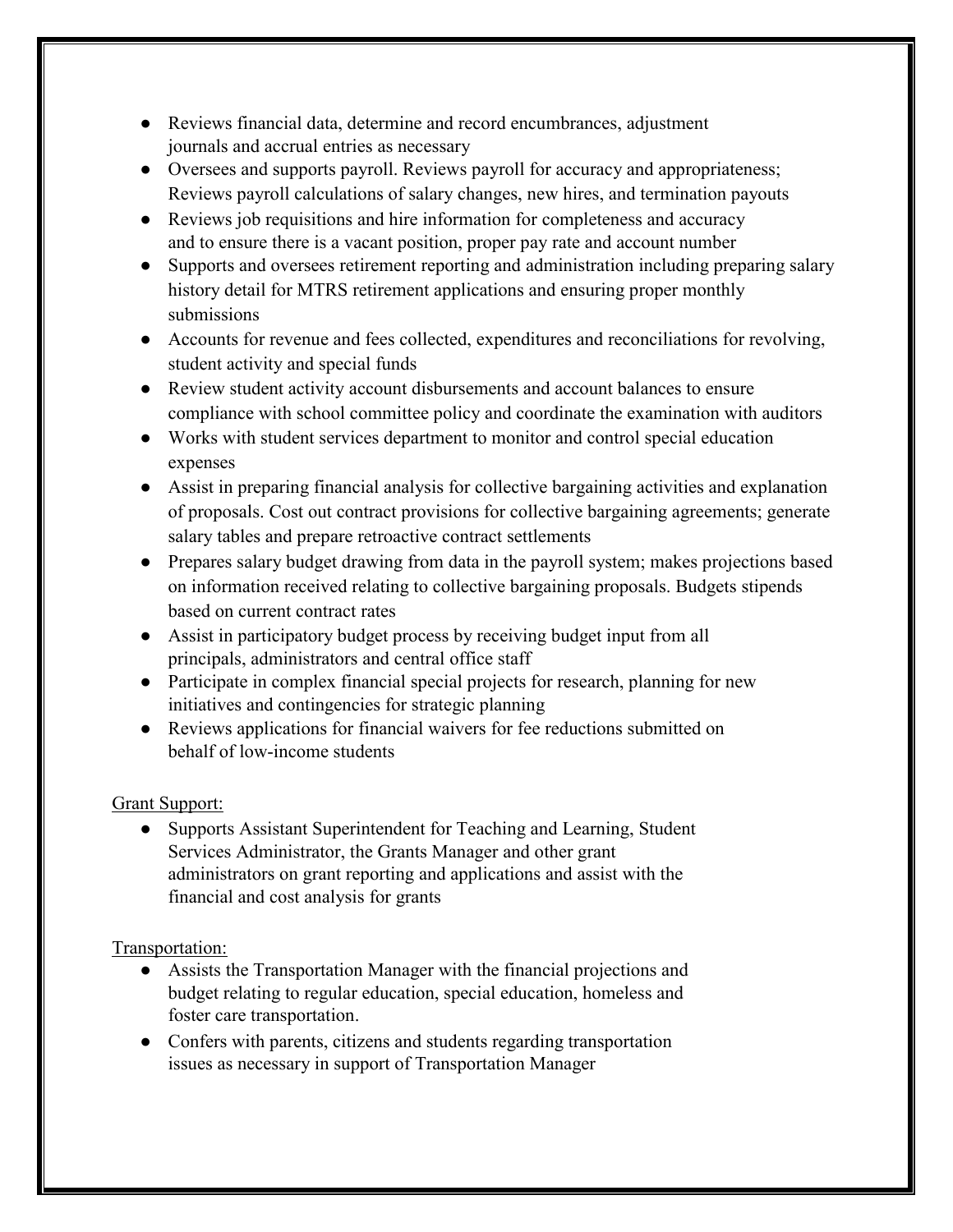- Reviews financial data, determine and record encumbrances, adjustment journals and accrual entries as necessary
- Oversees and supports payroll. Reviews payroll for accuracy and appropriateness; Reviews payroll calculations of salary changes, new hires, and termination payouts
- Reviews job requisitions and hire information for completeness and accuracy and to ensure there is a vacant position, proper pay rate and account number
- Supports and oversees retirement reporting and administration including preparing salary history detail for MTRS retirement applications and ensuring proper monthly submissions
- Accounts for revenue and fees collected, expenditures and reconciliations for revolving, student activity and special funds
- Review student activity account disbursements and account balances to ensure compliance with school committee policy and coordinate the examination with auditors
- Works with student services department to monitor and control special education expenses
- Assist in preparing financial analysis for collective bargaining activities and explanation of proposals. Cost out contract provisions for collective bargaining agreements; generate salary tables and prepare retroactive contract settlements
- Prepares salary budget drawing from data in the payroll system; makes projections based on information received relating to collective bargaining proposals. Budgets stipends based on current contract rates
- Assist in participatory budget process by receiving budget input from all principals, administrators and central office staff
- Participate in complex financial special projects for research, planning for new initiatives and contingencies for strategic planning
- Reviews applications for financial waivers for fee reductions submitted on behalf of low-income students

<u>Grant Support:</u>

- Supports Assistant Superintendent for Teaching and Learning, Student Services Administrator, the Grants Manager and other grant administrators on grant reporting and applications and assist with the financial and cost analysis for grants

<u>Transportation:</u>

- Assists the Transportation Manager with the financial projections and budget relating to regular education, special education, homeless and foster care transportation.
- Confers with parents, citizens and students regarding transportation issues as necessary in support of Transportation Manager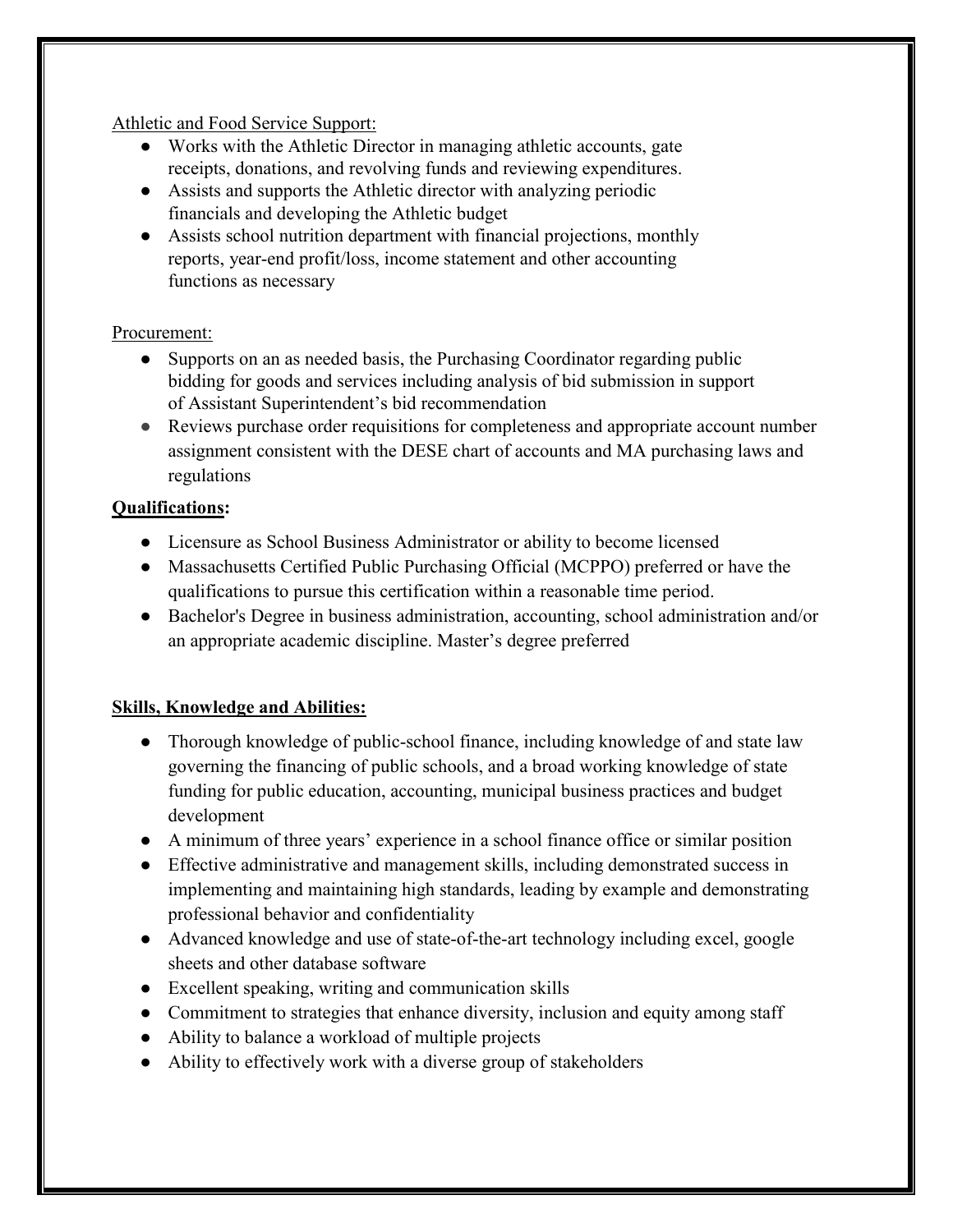Athletic and Food Service Support:

- Works with the Athletic Director in managing athletic accounts, gate receipts, donations, and revolving funds and reviewing expenditures.
- Assists and supports the Athletic director with analyzing periodic financials and developing the Athletic budget
- Assists school nutrition department with financial projections, monthly reports, year-end profit/loss, income statement and other accounting functions as necessary

Procurement:

- Supports on an as needed basis, the Purchasing Coordinator regarding public bidding for goods and services including analysis of bid submission in support of Assistant Superintendent's bid recommendation
- Reviews purchase order requisitions for completeness and appropriate account number assignment consistent with the DESE chart of accounts and MA purchasing laws and regulations

**Qualifications:**

- Licensure as School Business Administrator or ability to become licensed
- Massachusetts Certified Public Purchasing Official (MCPPO) preferred or have the qualifications to pursue this certification within a reasonable time period.
- Bachelor's Degree in business administration, accounting, school administration and/or an appropriate academic discipline. Master's degree preferred

**Skills, Knowledge and Abilities:**

- Thorough knowledge of public-school finance, including knowledge of and state law governing the financing of public schools, and a broad working knowledge of state funding for public education, accounting, municipal business practices and budget development
- A minimum of three years' experience in a school finance office or similar position
- Effective administrative and management skills, including demonstrated success in implementing and maintaining high standards, leading by example and demonstrating professional behavior and confidentiality
- Advanced knowledge and use of state-of-the-art technology including excel, google sheets and other database software
- Excellent speaking, writing and communication skills
- Commitment to strategies that enhance diversity, inclusion and equity among staff
- Ability to balance a workload of multiple projects
- Ability to effectively work with a diverse group of stakeholders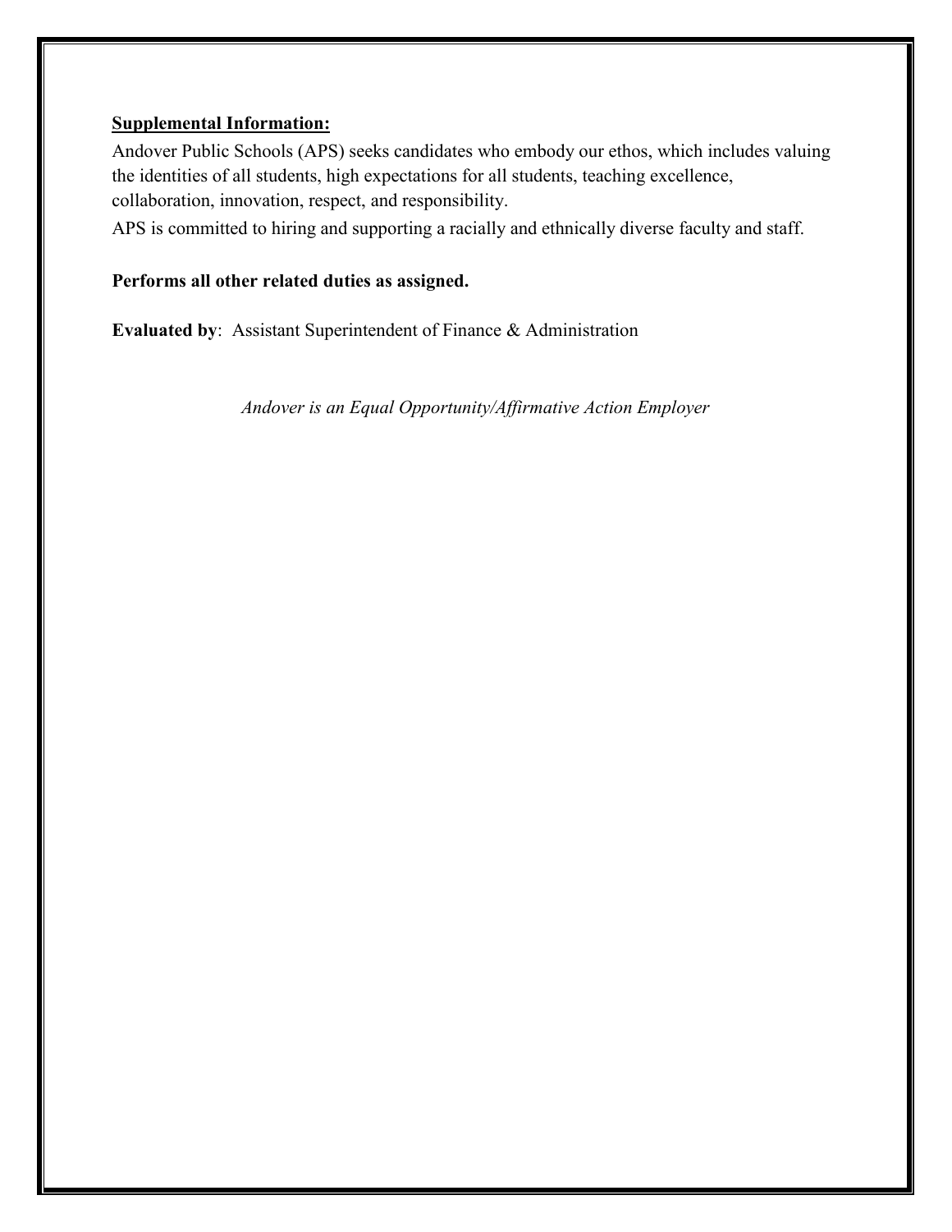**<u>Supplemental Information:</u>**

Andover Public Schools (APS) seeks candidates who embody our ethos, which includes valuing the identities of all students, high expectations for all students, teaching excellence, collaboration, innovation, respect, and responsibility.

APS is committed to hiring and supporting a racially and ethnically diverse faculty and staff.

**Performs all other related duties as assigned.**

**Evaluated by**: Assistant Superintendent of Finance & Administration

*Andover is an Equal Opportunity/Affirmative Action Employer*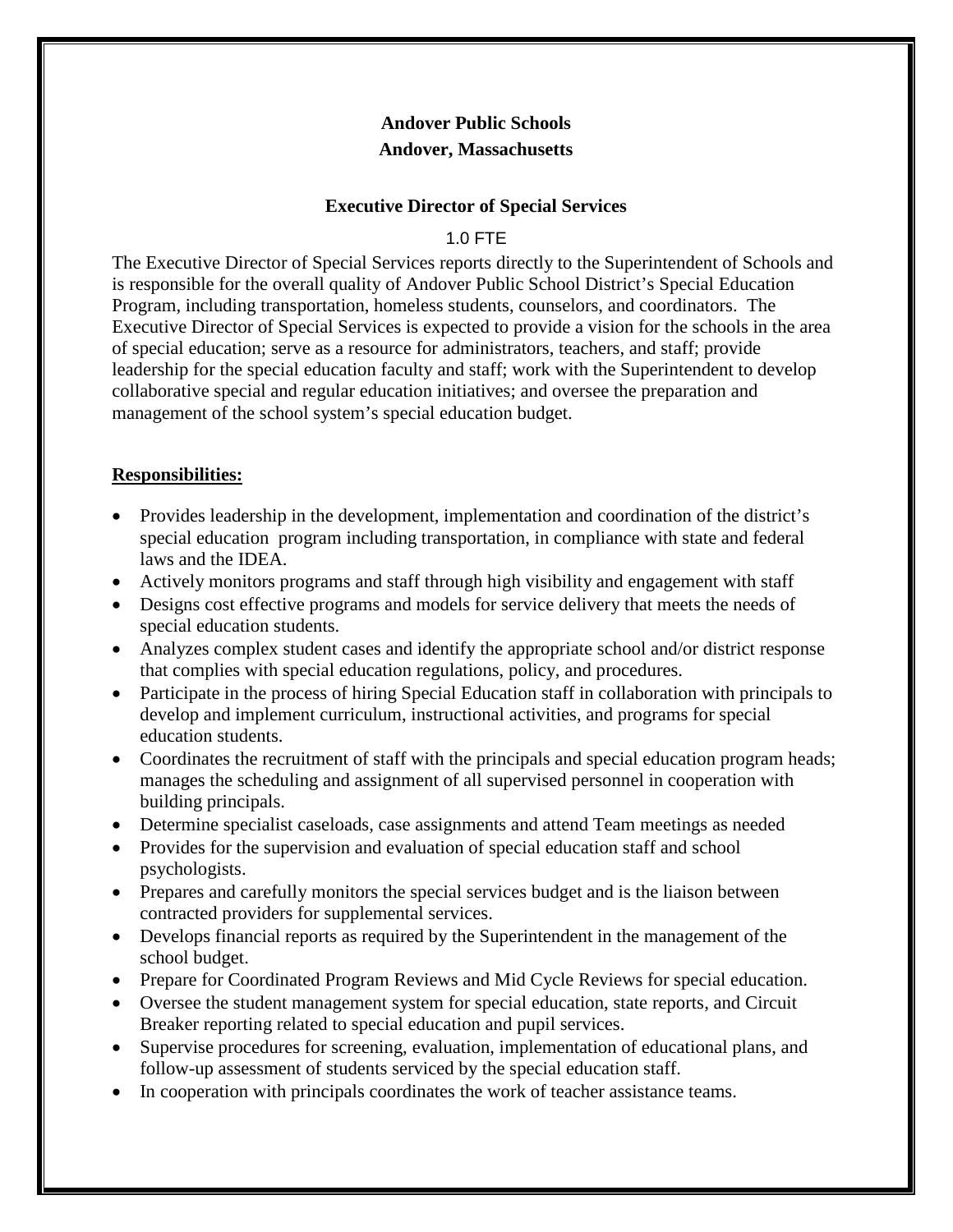**Andover Public Schools**
**Andover, Massachusetts**

**Executive Director of Special Services**

1.0 FTE

The Executive Director of Special Services reports directly to the Superintendent of Schools and is responsible for the overall quality of Andover Public School District's Special Education Program, including transportation, homeless students, counselors, and coordinators. The Executive Director of Special Services is expected to provide a vision for the schools in the area of special education; serve as a resource for administrators, teachers, and staff; provide leadership for the special education faculty and staff; work with the Superintendent to develop collaborative special and regular education initiatives; and oversee the preparation and management of the school system's special education budget.

**Responsibilities:**

- Provides leadership in the development, implementation and coordination of the district's special education program including transportation, in compliance with state and federal laws and the IDEA.
- Actively monitors programs and staff through high visibility and engagement with staff
- Designs cost effective programs and models for service delivery that meets the needs of special education students.
- Analyzes complex student cases and identify the appropriate school and/or district response that complies with special education regulations, policy, and procedures.
- Participate in the process of hiring Special Education staff in collaboration with principals to develop and implement curriculum, instructional activities, and programs for special education students.
- Coordinates the recruitment of staff with the principals and special education program heads; manages the scheduling and assignment of all supervised personnel in cooperation with building principals.
- Determine specialist caseloads, case assignments and attend Team meetings as needed
- Provides for the supervision and evaluation of special education staff and school psychologists.
- Prepares and carefully monitors the special services budget and is the liaison between contracted providers for supplemental services.
- Develops financial reports as required by the Superintendent in the management of the school budget.
- Prepare for Coordinated Program Reviews and Mid Cycle Reviews for special education.
- Oversee the student management system for special education, state reports, and Circuit Breaker reporting related to special education and pupil services.
- Supervise procedures for screening, evaluation, implementation of educational plans, and follow-up assessment of students serviced by the special education staff.
- In cooperation with principals coordinates the work of teacher assistance teams.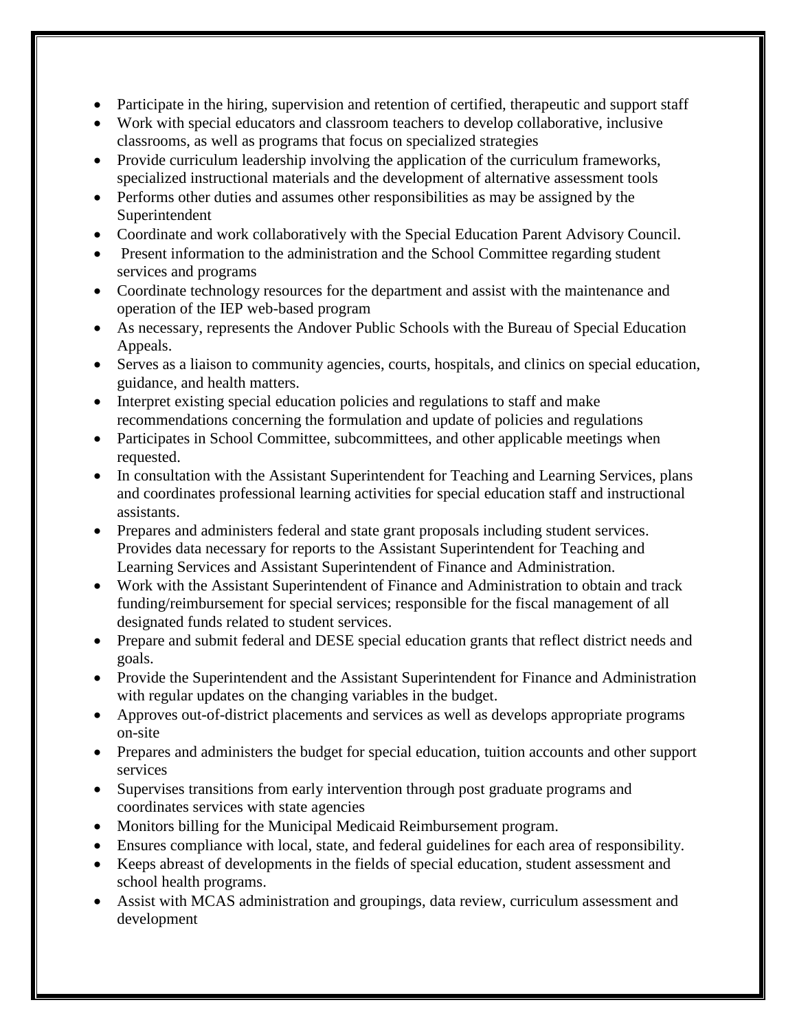- Participate in the hiring, supervision and retention of certified, therapeutic and support staff
- Work with special educators and classroom teachers to develop collaborative, inclusive classrooms, as well as programs that focus on specialized strategies
- Provide curriculum leadership involving the application of the curriculum frameworks, specialized instructional materials and the development of alternative assessment tools
- Performs other duties and assumes other responsibilities as may be assigned by the Superintendent
- Coordinate and work collaboratively with the Special Education Parent Advisory Council.
- Present information to the administration and the School Committee regarding student services and programs
- Coordinate technology resources for the department and assist with the maintenance and operation of the IEP web-based program
- As necessary, represents the Andover Public Schools with the Bureau of Special Education Appeals.
- Serves as a liaison to community agencies, courts, hospitals, and clinics on special education, guidance, and health matters.
- Interpret existing special education policies and regulations to staff and make recommendations concerning the formulation and update of policies and regulations
- Participates in School Committee, subcommittees, and other applicable meetings when requested.
- In consultation with the Assistant Superintendent for Teaching and Learning Services, plans and coordinates professional learning activities for special education staff and instructional assistants.
- Prepares and administers federal and state grant proposals including student services. Provides data necessary for reports to the Assistant Superintendent for Teaching and Learning Services and Assistant Superintendent of Finance and Administration.
- Work with the Assistant Superintendent of Finance and Administration to obtain and track funding/reimbursement for special services; responsible for the fiscal management of all designated funds related to student services.
- Prepare and submit federal and DESE special education grants that reflect district needs and goals.
- Provide the Superintendent and the Assistant Superintendent for Finance and Administration with regular updates on the changing variables in the budget.
- Approves out-of-district placements and services as well as develops appropriate programs on-site
- Prepares and administers the budget for special education, tuition accounts and other support services
- Supervises transitions from early intervention through post graduate programs and coordinates services with state agencies
- Monitors billing for the Municipal Medicaid Reimbursement program.
- Ensures compliance with local, state, and federal guidelines for each area of responsibility.
- Keeps abreast of developments in the fields of special education, student assessment and school health programs.
- Assist with MCAS administration and groupings, data review, curriculum assessment and development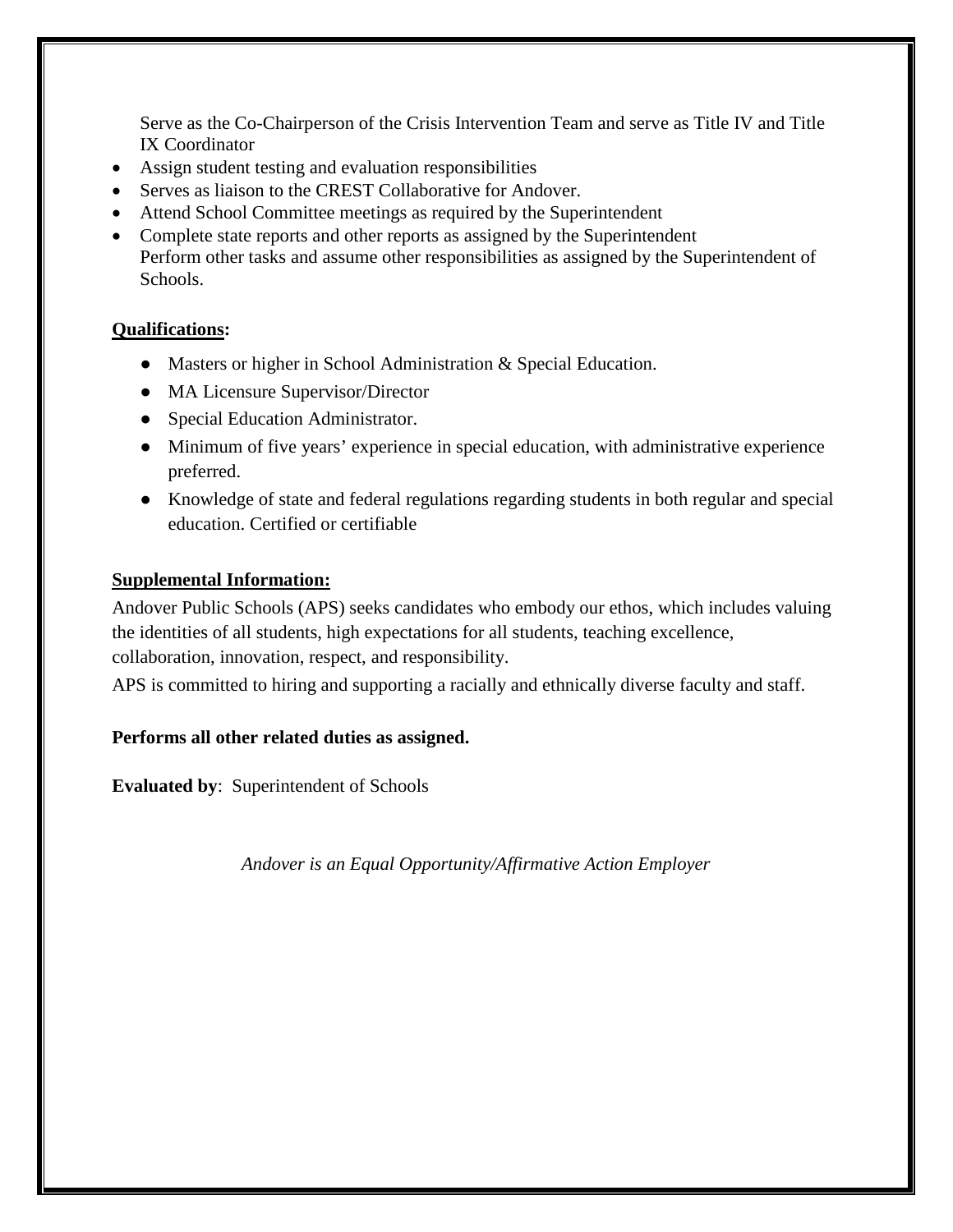Serve as the Co-Chairperson of the Crisis Intervention Team and serve as Title IV and Title IX Coordinator

- Assign student testing and evaluation responsibilities
- Serves as liaison to the CREST Collaborative for Andover.
- Attend School Committee meetings as required by the Superintendent
- Complete state reports and other reports as assigned by the Superintendent

Perform other tasks and assume other responsibilities as assigned by the Superintendent of Schools.

**Qualifications:**

- Masters or higher in School Administration & Special Education.
- MA Licensure Supervisor/Director
- Special Education Administrator.
- Minimum of five years' experience in special education, with administrative experience preferred.
- Knowledge of state and federal regulations regarding students in both regular and special education. Certified or certifiable

**Supplemental Information:**

Andover Public Schools (APS) seeks candidates who embody our ethos, which includes valuing the identities of all students, high expectations for all students, teaching excellence, collaboration, innovation, respect, and responsibility.

APS is committed to hiring and supporting a racially and ethnically diverse faculty and staff.

**Performs all other related duties as assigned.**

**Evaluated by**: Superintendent of Schools

*Andover is an Equal Opportunity/Affirmative Action Employer*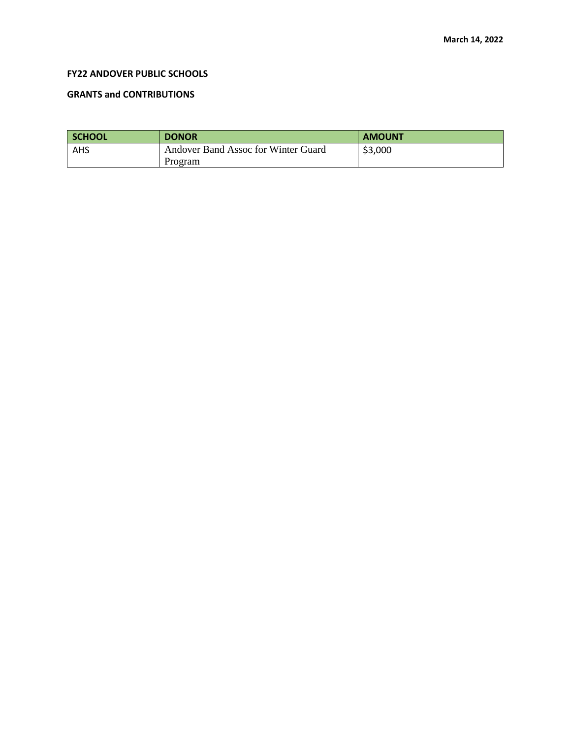**March 14, 2022**

**FY22 ANDOVER PUBLIC SCHOOLS**

**GRANTS and CONTRIBUTIONS**

| SCHOOL | DONOR | AMOUNT |
|---|---|---|
| AHS | Andover Band Assoc for Winter Guard Program | $3,000 |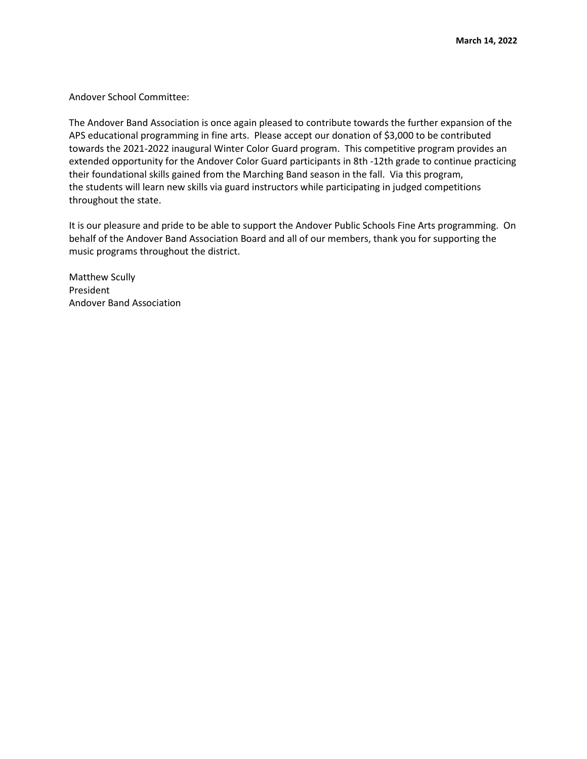**March 14, 2022**

Andover School Committee:

The Andover Band Association is once again pleased to contribute towards the further expansion of the APS educational programming in fine arts. Please accept our donation of $3,000 to be contributed towards the 2021-2022 inaugural Winter Color Guard program. This competitive program provides an extended opportunity for the Andover Color Guard participants in 8th -12th grade to continue practicing their foundational skills gained from the Marching Band season in the fall. Via this program, the students will learn new skills via guard instructors while participating in judged competitions throughout the state.

It is our pleasure and pride to be able to support the Andover Public Schools Fine Arts programming. On behalf of the Andover Band Association Board and all of our members, thank you for supporting the music programs throughout the district.

Matthew Scully
President
Andover Band Association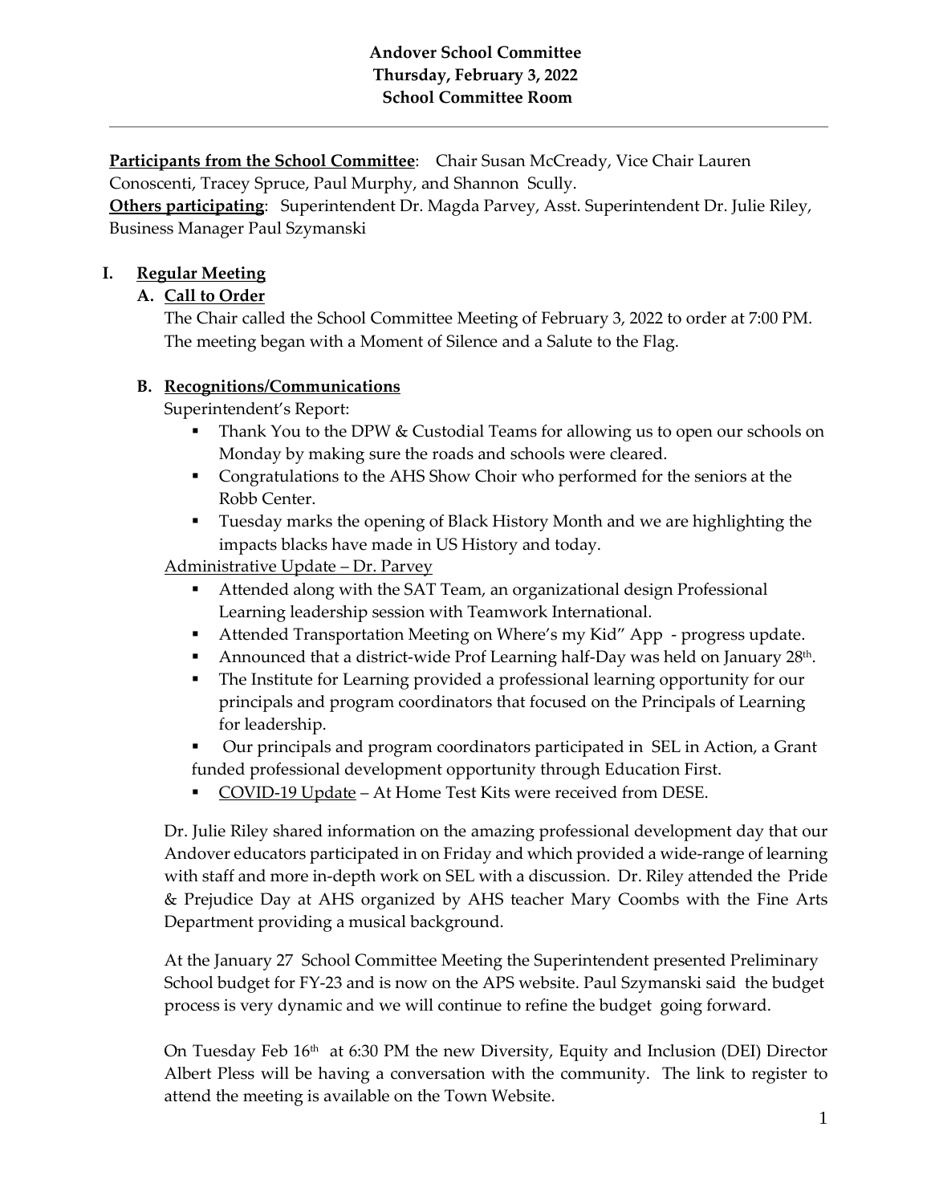**Andover School Committee**
**Thursday, February 3, 2022**
**School Committee Room**

---

**Participants from the School Committee**: Chair Susan McCready, Vice Chair Lauren Conoscenti, Tracey Spruce, Paul Murphy, and Shannon Scully.
**Others participating**: Superintendent Dr. Magda Parvey, Asst. Superintendent Dr. Julie Riley, Business Manager Paul Szymanski

## I. Regular Meeting

### A. Call to Order

The Chair called the School Committee Meeting of February 3, 2022 to order at 7:00 PM. The meeting began with a Moment of Silence and a Salute to the Flag.

### B. Recognitions/Communications

Superintendent's Report:

- Thank You to the DPW & Custodial Teams for allowing us to open our schools on Monday by making sure the roads and schools were cleared.
- Congratulations to the AHS Show Choir who performed for the seniors at the Robb Center.
- Tuesday marks the opening of Black History Month and we are highlighting the impacts blacks have made in US History and today.

Administrative Update – Dr. Parvey

- Attended along with the SAT Team, an organizational design Professional Learning leadership session with Teamwork International.
- Attended Transportation Meeting on Where's my Kid" App - progress update.
- Announced that a district-wide Prof Learning half-Day was held on January 28th.
- The Institute for Learning provided a professional learning opportunity for our principals and program coordinators that focused on the Principals of Learning for leadership.
- Our principals and program coordinators participated in SEL in Action, a Grant funded professional development opportunity through Education First.
- COVID-19 Update – At Home Test Kits were received from DESE.

Dr. Julie Riley shared information on the amazing professional development day that our Andover educators participated in on Friday and which provided a wide-range of learning with staff and more in-depth work on SEL with a discussion. Dr. Riley attended the Pride & Prejudice Day at AHS organized by AHS teacher Mary Coombs with the Fine Arts Department providing a musical background.

At the January 27 School Committee Meeting the Superintendent presented Preliminary School budget for FY-23 and is now on the APS website. Paul Szymanski said the budget process is very dynamic and we will continue to refine the budget going forward.

On Tuesday Feb 16th at 6:30 PM the new Diversity, Equity and Inclusion (DEI) Director Albert Pless will be having a conversation with the community. The link to register to attend the meeting is available on the Town Website.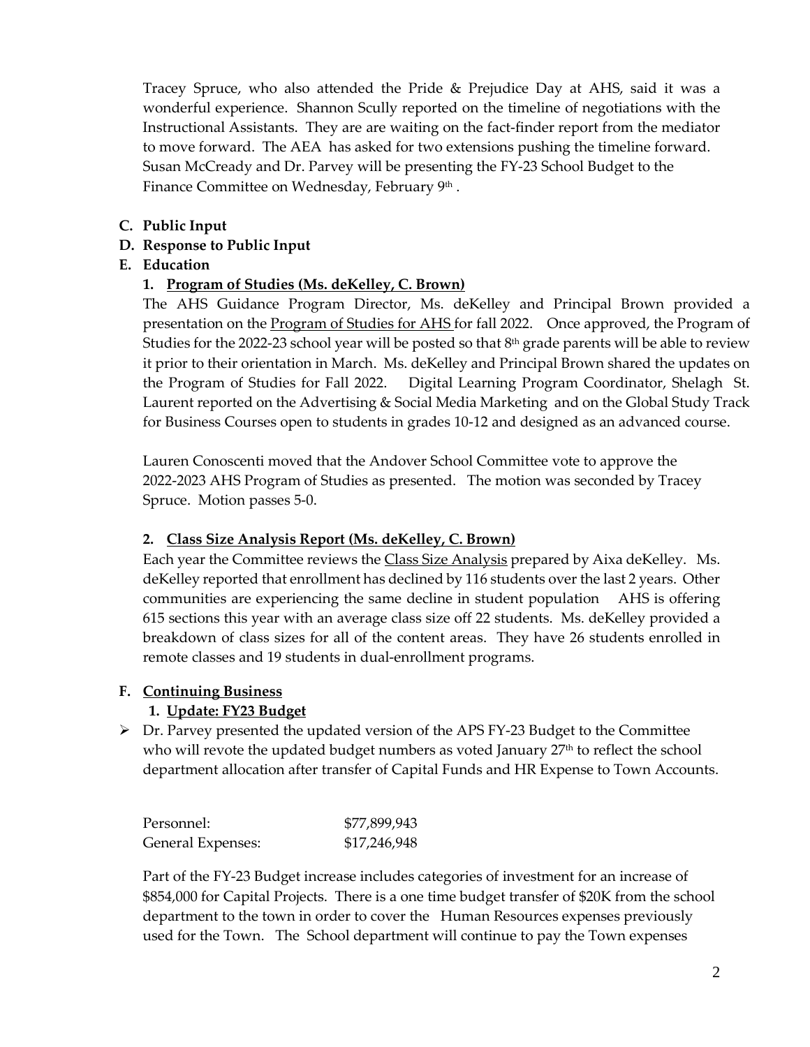Tracey Spruce, who also attended the Pride & Prejudice Day at AHS, said it was a wonderful experience. Shannon Scully reported on the timeline of negotiations with the Instructional Assistants. They are are waiting on the fact-finder report from the mediator to move forward. The AEA has asked for two extensions pushing the timeline forward. Susan McCready and Dr. Parvey will be presenting the FY-23 School Budget to the Finance Committee on Wednesday, February 9th .

**C. Public Input**

**D. Response to Public Input**

**E. Education**

**1. Program of Studies (Ms. deKelley, C. Brown)**

The AHS Guidance Program Director, Ms. deKelley and Principal Brown provided a presentation on the Program of Studies for AHS for fall 2022. Once approved, the Program of Studies for the 2022-23 school year will be posted so that 8th grade parents will be able to review it prior to their orientation in March. Ms. deKelley and Principal Brown shared the updates on the Program of Studies for Fall 2022. Digital Learning Program Coordinator, Shelagh St. Laurent reported on the Advertising & Social Media Marketing and on the Global Study Track for Business Courses open to students in grades 10-12 and designed as an advanced course.

Lauren Conoscenti moved that the Andover School Committee vote to approve the 2022-2023 AHS Program of Studies as presented. The motion was seconded by Tracey Spruce. Motion passes 5-0.

**2. Class Size Analysis Report (Ms. deKelley, C. Brown)**

Each year the Committee reviews the Class Size Analysis prepared by Aixa deKelley. Ms. deKelley reported that enrollment has declined by 116 students over the last 2 years. Other communities are experiencing the same decline in student population AHS is offering 615 sections this year with an average class size off 22 students. Ms. deKelley provided a breakdown of class sizes for all of the content areas. They have 26 students enrolled in remote classes and 19 students in dual-enrollment programs.

**F. Continuing Business**

**1. Update: FY23 Budget**

- Dr. Parvey presented the updated version of the APS FY-23 Budget to the Committee who will revote the updated budget numbers as voted January 27th to reflect the school department allocation after transfer of Capital Funds and HR Expense to Town Accounts.

| | |
|---|---|
| Personnel: | $77,899,943 |
| General Expenses: | $17,246,948 |

Part of the FY-23 Budget increase includes categories of investment for an increase of $854,000 for Capital Projects. There is a one time budget transfer of $20K from the school department to the town in order to cover the Human Resources expenses previously used for the Town. The School department will continue to pay the Town expenses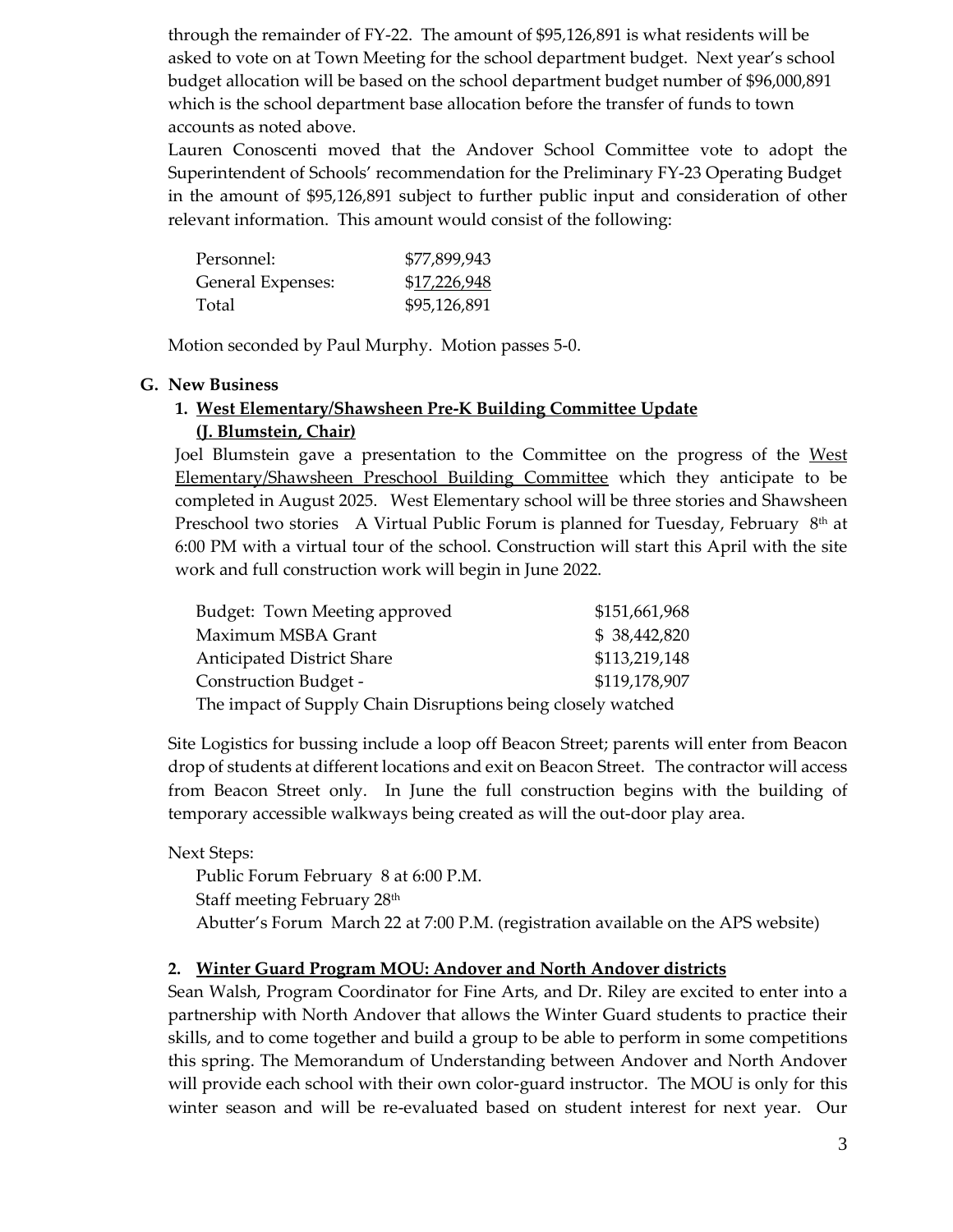through the remainder of FY-22. The amount of $95,126,891 is what residents will be asked to vote on at Town Meeting for the school department budget. Next year's school budget allocation will be based on the school department budget number of $96,000,891 which is the school department base allocation before the transfer of funds to town accounts as noted above.

Lauren Conoscenti moved that the Andover School Committee vote to adopt the Superintendent of Schools' recommendation for the Preliminary FY-23 Operating Budget in the amount of $95,126,891 subject to further public input and consideration of other relevant information. This amount would consist of the following:

| | |
|---|---|
| Personnel: | $77,899,943 |
| General Expenses: | $17,226,948 |
| Total | $95,126,891 |

Motion seconded by Paul Murphy. Motion passes 5-0.

**G. New Business**

**1. West Elementary/Shawsheen Pre-K Building Committee Update (J. Blumstein, Chair)**

Joel Blumstein gave a presentation to the Committee on the progress of the West Elementary/Shawsheen Preschool Building Committee which they anticipate to be completed in August 2025. West Elementary school will be three stories and Shawsheen Preschool two stories A Virtual Public Forum is planned for Tuesday, February 8th at 6:00 PM with a virtual tour of the school. Construction will start this April with the site work and full construction work will begin in June 2022.

| | |
|---|---|
| Budget: Town Meeting approved | $151,661,968 |
| Maximum MSBA Grant | $ 38,442,820 |
| Anticipated District Share | $113,219,148 |
| Construction Budget - | $119,178,907 |

The impact of Supply Chain Disruptions being closely watched

Site Logistics for bussing include a loop off Beacon Street; parents will enter from Beacon drop of students at different locations and exit on Beacon Street. The contractor will access from Beacon Street only. In June the full construction begins with the building of temporary accessible walkways being created as will the out-door play area.

Next Steps:

Public Forum February 8 at 6:00 P.M.
Staff meeting February 28th
Abutter's Forum March 22 at 7:00 P.M. (registration available on the APS website)

**2. Winter Guard Program MOU: Andover and North Andover districts**

Sean Walsh, Program Coordinator for Fine Arts, and Dr. Riley are excited to enter into a partnership with North Andover that allows the Winter Guard students to practice their skills, and to come together and build a group to be able to perform in some competitions this spring. The Memorandum of Understanding between Andover and North Andover will provide each school with their own color-guard instructor. The MOU is only for this winter season and will be re-evaluated based on student interest for next year. Our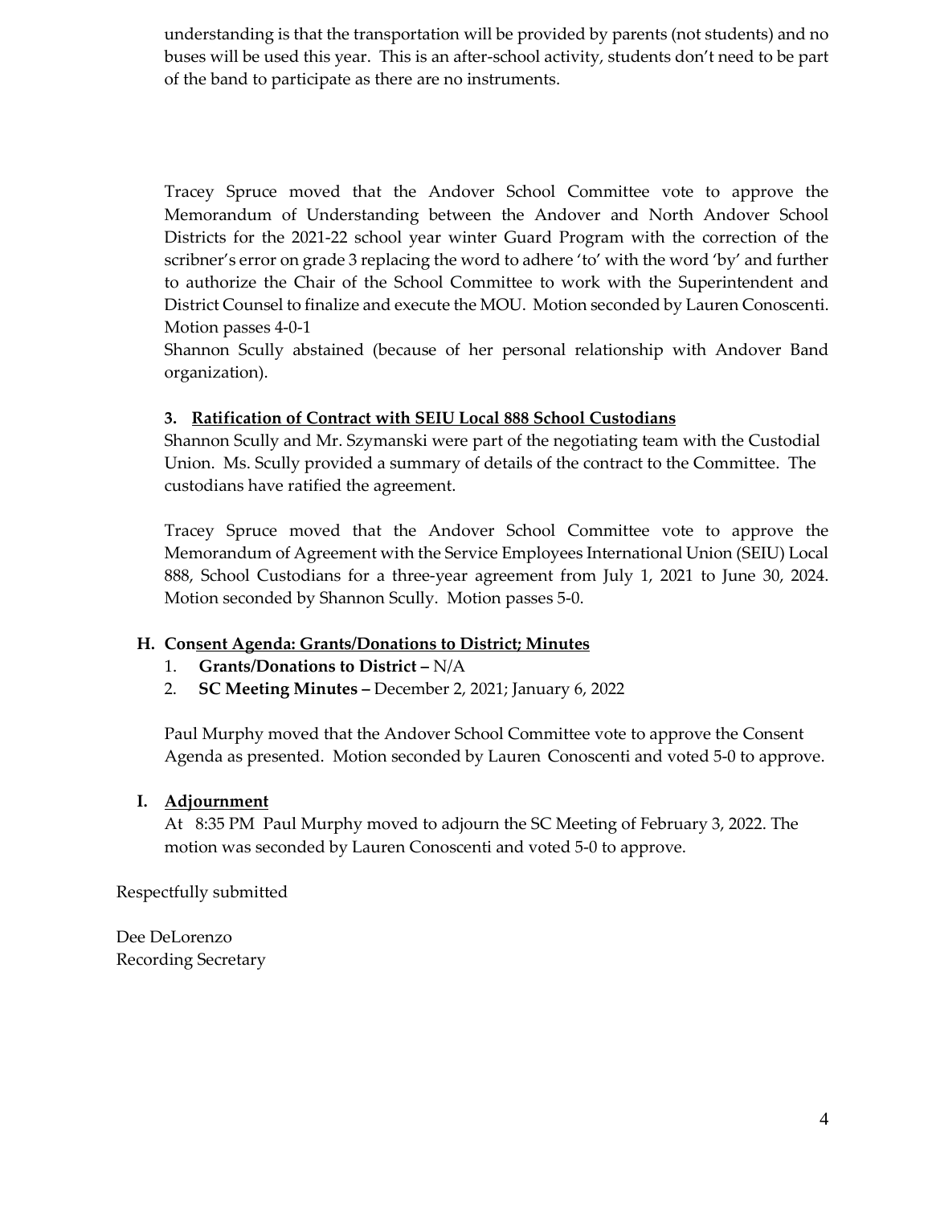understanding is that the transportation will be provided by parents (not students) and no buses will be used this year. This is an after-school activity, students don't need to be part of the band to participate as there are no instruments.

Tracey Spruce moved that the Andover School Committee vote to approve the Memorandum of Understanding between the Andover and North Andover School Districts for the 2021-22 school year winter Guard Program with the correction of the scribner's error on grade 3 replacing the word to adhere 'to' with the word 'by' and further to authorize the Chair of the School Committee to work with the Superintendent and District Counsel to finalize and execute the MOU. Motion seconded by Lauren Conoscenti. Motion passes 4-0-1

Shannon Scully abstained (because of her personal relationship with Andover Band organization).

**3. Ratification of Contract with SEIU Local 888 School Custodians**

Shannon Scully and Mr. Szymanski were part of the negotiating team with the Custodial Union. Ms. Scully provided a summary of details of the contract to the Committee. The custodians have ratified the agreement.

Tracey Spruce moved that the Andover School Committee vote to approve the Memorandum of Agreement with the Service Employees International Union (SEIU) Local 888, School Custodians for a three-year agreement from July 1, 2021 to June 30, 2024. Motion seconded by Shannon Scully. Motion passes 5-0.

**H. Consent Agenda: Grants/Donations to District; Minutes**

1. **Grants/Donations to District –** N/A
2. **SC Meeting Minutes –** December 2, 2021; January 6, 2022

Paul Murphy moved that the Andover School Committee vote to approve the Consent Agenda as presented. Motion seconded by Lauren Conoscenti and voted 5-0 to approve.

**I. Adjournment**

At 8:35 PM Paul Murphy moved to adjourn the SC Meeting of February 3, 2022. The motion was seconded by Lauren Conoscenti and voted 5-0 to approve.

Respectfully submitted

Dee DeLorenzo
Recording Secretary